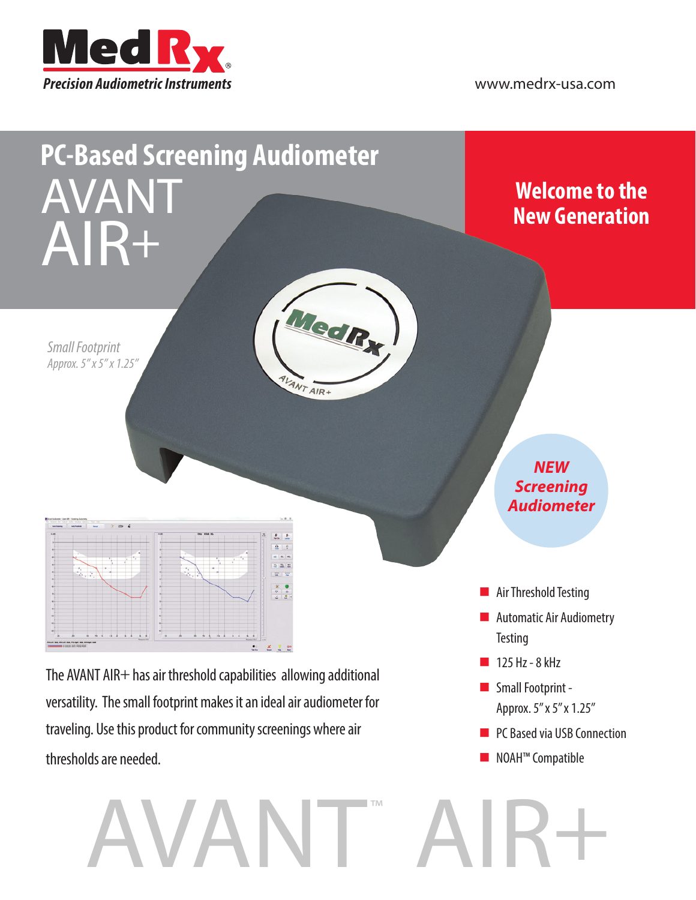MedRx

*Precision Audiometric Instruments*

www.medrx-usa.com

# PC-Based Screening Audiometer

# AVANT AIR+

**Welcome to the New Generation**

*Small Footprint*

*Approx. 5" x 5" x 1.25"*

***NEW Screening Audiometer***

The AVANT AIR+ has air threshold capabilities allowing additional versatility. The small footprint makes it an ideal air audiometer for traveling. Use this product for community screenings where air thresholds are needed.

- Air Threshold Testing
- Automatic Air Audiometry Testing
- 125 Hz - 8 kHz
- Small Footprint - Approx. 5" x 5" x 1.25"
- PC Based via USB Connection
- NOAH™ Compatible

AVANT™ AIR+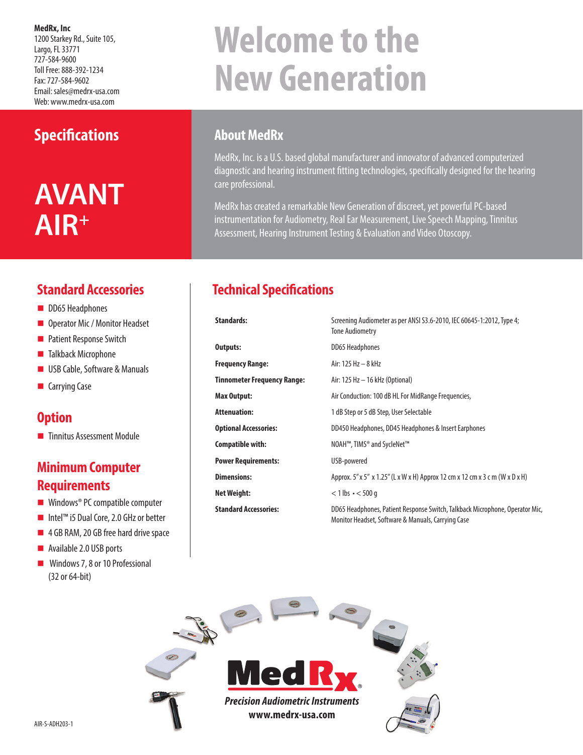**MedRx, Inc**
1200 Starkey Rd., Suite 105,
Largo, FL 33771
727-584-9600
Toll Free: 888-392-1234
Fax: 727-584-9602
Email: sales@medrx-usa.com
Web: www.medrx-usa.com

# Welcome to the New Generation

## Specifications

# AVANT AIR+

## About MedRx

MedRx, Inc. is a U.S. based global manufacturer and innovator of advanced computerized diagnostic and hearing instrument fitting technologies, specifically designed for the hearing care professional.

MedRx has created a remarkable New Generation of discreet, yet powerful PC-based instrumentation for Audiometry, Real Ear Measurement, Live Speech Mapping, Tinnitus Assessment, Hearing Instrument Testing & Evaluation and Video Otoscopy.

## Standard Accessories

- DD65 Headphones
- Operator Mic / Monitor Headset
- Patient Response Switch
- Talkback Microphone
- USB Cable, Software & Manuals
- Carrying Case

## Option

- Tinnitus Assessment Module

## Minimum Computer Requirements

- Windows® PC compatible computer
- Intel™ i5 Dual Core, 2.0 GHz or better
- 4 GB RAM, 20 GB free hard drive space
- Available 2.0 USB ports
- Windows 7, 8 or 10 Professional (32 or 64-bit)

## Technical Specifications

| | |
|---|---|
| **Standards:** | Screening Audiometer as per ANSI S3.6-2010, IEC 60645-1:2012, Type 4; Tone Audiometry |
| **Outputs:** | DD65 Headphones |
| **Frequency Range:** | Air: 125 Hz – 8 kHz |
| **Tinnometer Frequency Range:** | Air: 125 Hz – 16 kHz (Optional) |
| **Max Output:** | Air Conduction: 100 dB HL For MidRange Frequencies, |
| **Attenuation:** | 1 dB Step or 5 dB Step, User Selectable |
| **Optional Accessories:** | DD450 Headphones, DD45 Headphones & Insert Earphones |
| **Compatible with:** | NOAH™, TIMS® and SycleNet™ |
| **Power Requirements:** | USB-powered |
| **Dimensions:** | Approx. 5" x 5" x 1.25" (L x W x H) Approx 12 cm x 12 cm x 3 c m (W x D x H) |
| **Net Weight:** | < 1 lbs • < 500 g |
| **Standard Accessories:** | DD65 Headphones, Patient Response Switch, Talkback Microphone, Operator Mic, Monitor Headset, Software & Manuals, Carrying Case |

MedRx®

*Precision Audiometric Instruments*

**www.medrx-usa.com**

AIR-S-ADH203-1